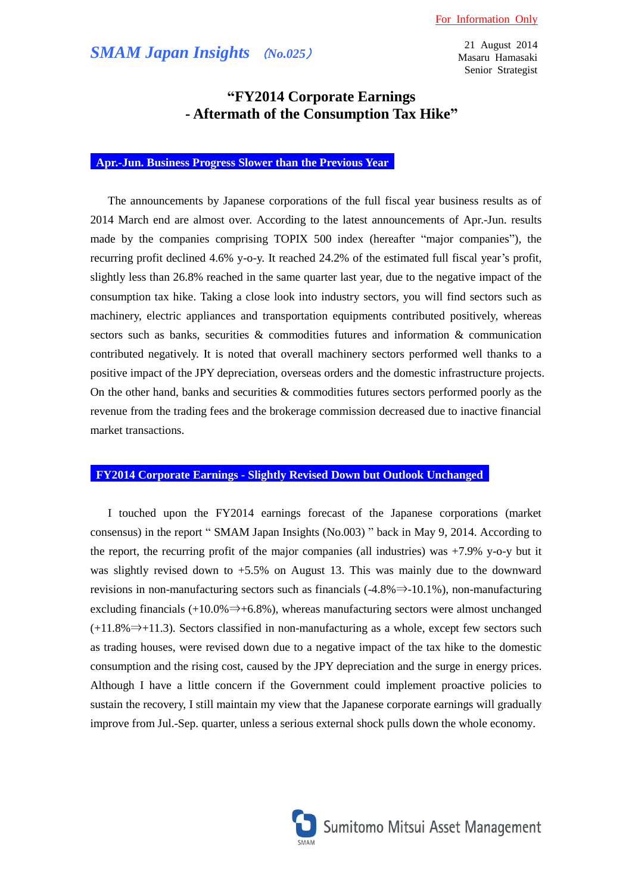For Information Only

*SMAM Japan Insights* (No.025)

21 August 2014
Masaru Hamasaki
Senior Strategist

# "FY2014 Corporate Earnings - Aftermath of the Consumption Tax Hike"

## Apr.-Jun. Business Progress Slower than the Previous Year

The announcements by Japanese corporations of the full fiscal year business results as of 2014 March end are almost over. According to the latest announcements of Apr.-Jun. results made by the companies comprising TOPIX 500 index (hereafter "major companies"), the recurring profit declined 4.6% y-o-y. It reached 24.2% of the estimated full fiscal year's profit, slightly less than 26.8% reached in the same quarter last year, due to the negative impact of the consumption tax hike. Taking a close look into industry sectors, you will find sectors such as machinery, electric appliances and transportation equipments contributed positively, whereas sectors such as banks, securities & commodities futures and information & communication contributed negatively. It is noted that overall machinery sectors performed well thanks to a positive impact of the JPY depreciation, overseas orders and the domestic infrastructure projects. On the other hand, banks and securities & commodities futures sectors performed poorly as the revenue from the trading fees and the brokerage commission decreased due to inactive financial market transactions.

## FY2014 Corporate Earnings - Slightly Revised Down but Outlook Unchanged

I touched upon the FY2014 earnings forecast of the Japanese corporations (market consensus) in the report " SMAM Japan Insights (No.003) " back in May 9, 2014. According to the report, the recurring profit of the major companies (all industries) was +7.9% y-o-y but it was slightly revised down to +5.5% on August 13. This was mainly due to the downward revisions in non-manufacturing sectors such as financials (-4.8%⇒-10.1%), non-manufacturing excluding financials (+10.0%⇒+6.8%), whereas manufacturing sectors were almost unchanged (+11.8%⇒+11.3). Sectors classified in non-manufacturing as a whole, except few sectors such as trading houses, were revised down due to a negative impact of the tax hike to the domestic consumption and the rising cost, caused by the JPY depreciation and the surge in energy prices. Although I have a little concern if the Government could implement proactive policies to sustain the recovery, I still maintain my view that the Japanese corporate earnings will gradually improve from Jul.-Sep. quarter, unless a serious external shock pulls down the whole economy.

Sumitomo Mitsui Asset Management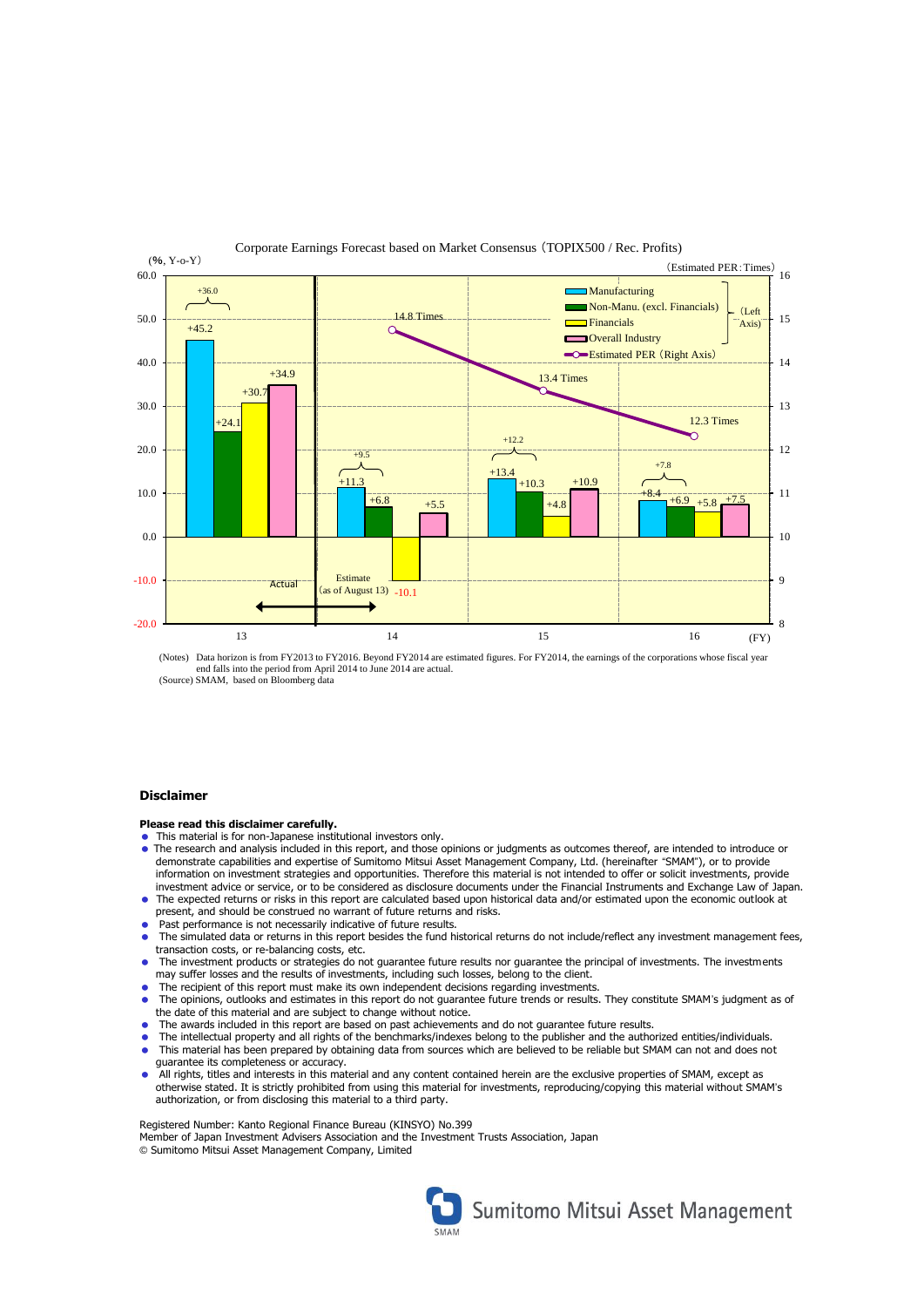Corporate Earnings Forecast based on Market Consensus（TOPIX500 / Rec. Profits）

（%, Y-o-Y）

（Estimated PER：Times）

Manufacturing
Non-Manu. (excl. Financials)
Financials
Overall Industry
Estimated PER（Right Axis）
（Left Axis）

+36.0
+45.2
+24.1
+30.7
+34.9

14.8 Times
+9.5
+11.3
+6.8
-10.1
+5.5

13.4 Times
+12.2
+13.4
+10.3
+4.8
+10.9

12.3 Times
+7.8
+8.4
+6.9
+5.8
+7.5

Actual

Estimate (as of August 13)

60.0
50.0
40.0
30.0
20.0
10.0
0.0
-10.0
-20.0

16
15
14
13
12
11
10
9
8

13
14
15
16
(FY)

(Notes) Data horizon is from FY2013 to FY2016. Beyond FY2014 are estimated figures. For FY2014, the earnings of the corporations whose fiscal year end falls into the period from April 2014 to June 2014 are actual.
(Source) SMAM, based on Bloomberg data

## Disclaimer

**Please read this disclaimer carefully.**

- This material is for non-Japanese institutional investors only.
- The research and analysis included in this report, and those opinions or judgments as outcomes thereof, are intended to introduce or demonstrate capabilities and expertise of Sumitomo Mitsui Asset Management Company, Ltd. (hereinafter "SMAM"), or to provide information on investment strategies and opportunities. Therefore this material is not intended to offer or solicit investments, provide investment advice or service, or to be considered as disclosure documents under the Financial Instruments and Exchange Law of Japan.
- The expected returns or risks in this report are calculated based upon historical data and/or estimated upon the economic outlook at present, and should be construed no warrant of future returns and risks.
- Past performance is not necessarily indicative of future results.
- The simulated data or returns in this report besides the fund historical returns do not include/reflect any investment management fees, transaction costs, or re-balancing costs, etc.
- The investment products or strategies do not guarantee future results nor guarantee the principal of investments. The investments may suffer losses and the results of investments, including such losses, belong to the client.
- The recipient of this report must make its own independent decisions regarding investments.
- The opinions, outlooks and estimates in this report do not guarantee future trends or results. They constitute SMAM's judgment as of the date of this material and are subject to change without notice.
- The awards included in this report are based on past achievements and do not guarantee future results.
- The intellectual property and all rights of the benchmarks/indexes belong to the publisher and the authorized entities/individuals.
- This material has been prepared by obtaining data from sources which are believed to be reliable but SMAM can not and does not guarantee its completeness or accuracy.
- All rights, titles and interests in this material and any content contained herein are the exclusive properties of SMAM, except as otherwise stated. It is strictly prohibited from using this material for investments, reproducing/copying this material without SMAM's authorization, or from disclosing this material to a third party.

Registered Number: Kanto Regional Finance Bureau (KINSYO) No.399
Member of Japan Investment Advisers Association and the Investment Trusts Association, Japan
© Sumitomo Mitsui Asset Management Company, Limited

SMAM Sumitomo Mitsui Asset Management